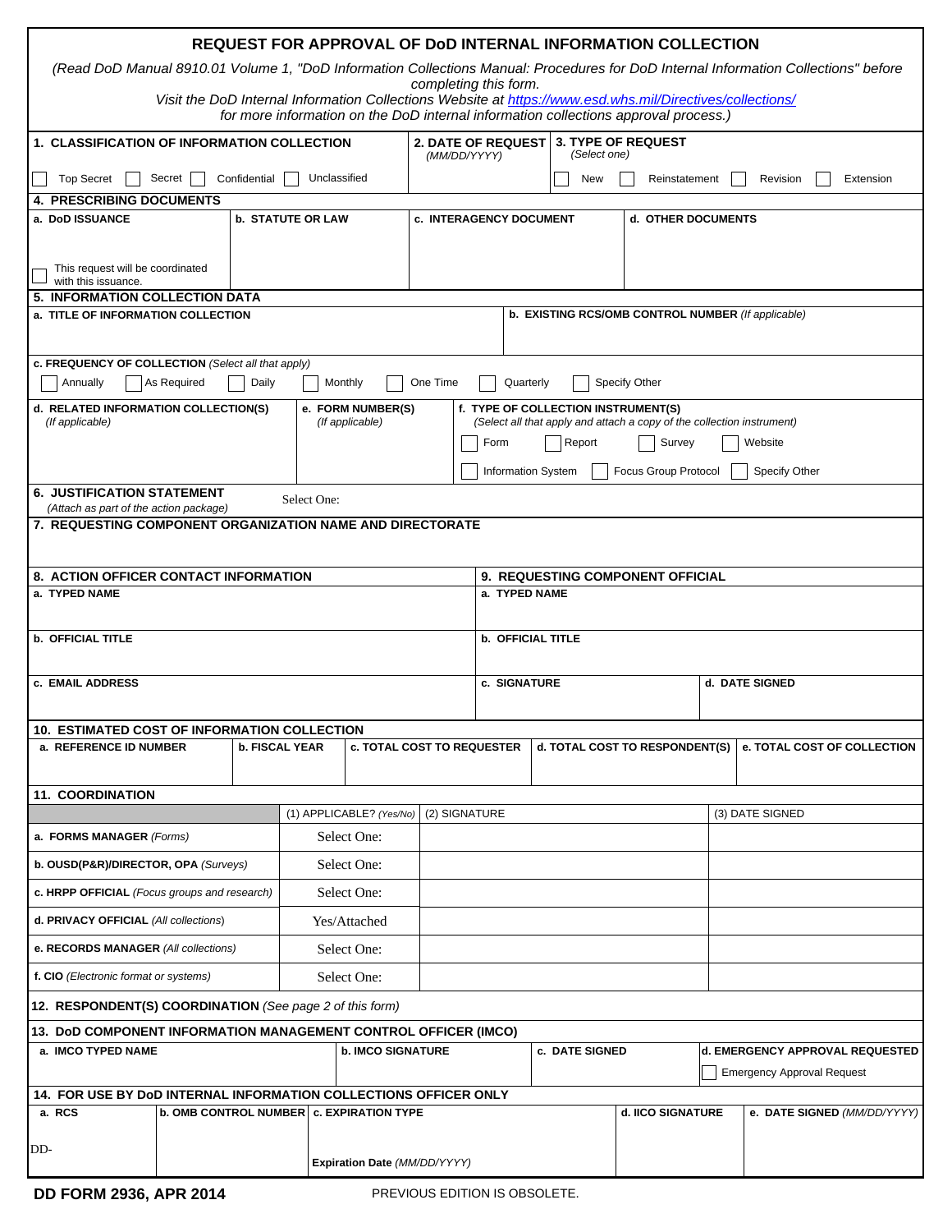# REQUEST FOR APPROVAL OF DoD INTERNAL INFORMATION COLLECTION

*(Read DoD Manual 8910.01 Volume 1, "DoD Information Collections Manual: Procedures for DoD Internal Information Collections" before completing this form. Visit the DoD Internal Information Collections Website at https://www.esd.whs.mil/Directives/collections/ for more information on the DoD internal information collections approval process.)*

**1. CLASSIFICATION OF INFORMATION COLLECTION**

☐ Top Secret ☐ Secret ☐ Confidential ☐ Unclassified

**2. DATE OF REQUEST** *(MM/DD/YYYY)*

**3. TYPE OF REQUEST** *(Select one)*

☐ New ☐ Reinstatement ☐ Revision ☐ Extension

**4. PRESCRIBING DOCUMENTS**

| a. DoD ISSUANCE | b. STATUTE OR LAW | c. INTERAGENCY DOCUMENT | d. OTHER DOCUMENTS |
|---|---|---|---|
| ☐ This request will be coordinated with this issuance. | | | |

**5. INFORMATION COLLECTION DATA**

| a. TITLE OF INFORMATION COLLECTION | b. EXISTING RCS/OMB CONTROL NUMBER *(If applicable)* |
|---|---|
| | |

**c. FREQUENCY OF COLLECTION** *(Select all that apply)*

☐ Annually ☐ As Required ☐ Daily ☐ Monthly ☐ One Time ☐ Quarterly ☐ Specify Other

| d. RELATED INFORMATION COLLECTION(S) *(If applicable)* | e. FORM NUMBER(S) *(If applicable)* | f. TYPE OF COLLECTION INSTRUMENT(S) *(Select all that apply and attach a copy of the collection instrument)* |
|---|---|---|
| | | ☐ Form ☐ Report ☐ Survey ☐ Website ☐ Information System ☐ Focus Group Protocol ☐ Specify Other |

**6. JUSTIFICATION STATEMENT** *(Attach as part of the action package)* Select One:

**7. REQUESTING COMPONENT ORGANIZATION NAME AND DIRECTORATE**

| 8. ACTION OFFICER CONTACT INFORMATION | 9. REQUESTING COMPONENT OFFICIAL | |
|---|---|---|
| a. TYPED NAME | a. TYPED NAME | |
| b. OFFICIAL TITLE | b. OFFICIAL TITLE | |
| c. EMAIL ADDRESS | c. SIGNATURE | d. DATE SIGNED |

**10. ESTIMATED COST OF INFORMATION COLLECTION**

| a. REFERENCE ID NUMBER | b. FISCAL YEAR | c. TOTAL COST TO REQUESTER | d. TOTAL COST TO RESPONDENT(S) | e. TOTAL COST OF COLLECTION |
|---|---|---|---|---|
| | | | | |

**11. COORDINATION**

| | (1) APPLICABLE? *(Yes/No)* | (2) SIGNATURE | (3) DATE SIGNED |
|---|---|---|---|
| **a. FORMS MANAGER** *(Forms)* | Select One: | | |
| **b. OUSD(P&R)/DIRECTOR, OPA** *(Surveys)* | Select One: | | |
| **c. HRPP OFFICIAL** *(Focus groups and research)* | Select One: | | |
| **d. PRIVACY OFFICIAL** *(All collections)* | Yes/Attached | | |
| **e. RECORDS MANAGER** *(All collections)* | Select One: | | |
| **f. CIO** *(Electronic format or systems)* | Select One: | | |

**12. RESPONDENT(S) COORDINATION** *(See page 2 of this form)*

**13. DoD COMPONENT INFORMATION MANAGEMENT CONTROL OFFICER (IMCO)**

| a. IMCO TYPED NAME | b. IMCO SIGNATURE | c. DATE SIGNED | d. EMERGENCY APPROVAL REQUESTED |
|---|---|---|---|
| | | | ☐ Emergency Approval Request |

**14. FOR USE BY DoD INTERNAL INFORMATION COLLECTIONS OFFICER ONLY**

| a. RCS | b. OMB CONTROL NUMBER | c. EXPIRATION TYPE | d. IICO SIGNATURE | e. DATE SIGNED *(MM/DD/YYYY)* |
|---|---|---|---|---|
| DD- | | Expiration Date *(MM/DD/YYYY)* | | |

**DD FORM 2936, APR 2014** PREVIOUS EDITION IS OBSOLETE.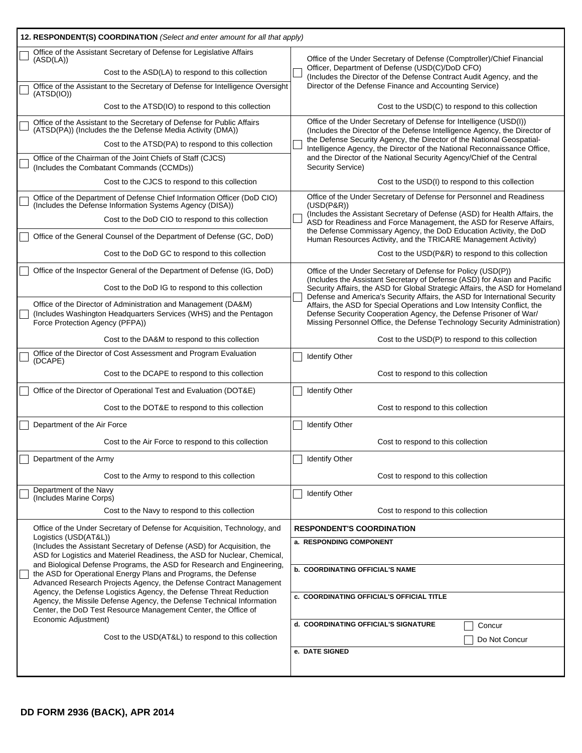**12. RESPONDENT(S) COORDINATION** *(Select and enter amount for all that apply)*

| | |
|---|---|
| ☐ Office of the Assistant Secretary of Defense for Legislative Affairs (ASD(LA))<br>Cost to the ASD(LA) to respond to this collection | ☐ Office of the Under Secretary of Defense (Comptroller)/Chief Financial Officer, Department of Defense (USD(C)/DoD CFO) (Includes the Director of the Defense Contract Audit Agency, and the Director of the Defense Finance and Accounting Service)<br>Cost to the USD(C) to respond to this collection |
| ☐ Office of the Assistant to the Secretary of Defense for Intelligence Oversight (ATSD(IO))<br>Cost to the ATSD(IO) to respond to this collection | |
| ☐ Office of the Assistant to the Secretary of Defense for Public Affairs (ATSD(PA)) (Includes the the Defense Media Activity (DMA))<br>Cost to the ATSD(PA) to respond to this collection | ☐ Office of the Under Secretary of Defense for Intelligence (USD(I)) (Includes the Director of the Defense Intelligence Agency, the Director of the Defense Security Agency, the Director of the National Geospatial-Intelligence Agency, the Director of the National Reconnaissance Office, and the Director of the National Security Agency/Chief of the Central Security Service)<br>Cost to the USD(I) to respond to this collection |
| ☐ Office of the Chairman of the Joint Chiefs of Staff (CJCS) (Includes the Combatant Commands (CCMDs))<br>Cost to the CJCS to respond to this collection | |
| ☐ Office of the Department of Defense Chief Information Officer (DoD CIO) (Includes the Defense Information Systems Agency (DISA))<br>Cost to the DoD CIO to respond to this collection | ☐ Office of the Under Secretary of Defense for Personnel and Readiness (USD(P&R)) (Includes the Assistant Secretary of Defense (ASD) for Health Affairs, the ASD for Readiness and Force Management, the ASD for Reserve Affairs, the Defense Commissary Agency, the DoD Education Activity, the DoD Human Resources Activity, and the TRICARE Management Activity)<br>Cost to the USD(P&R) to respond to this collection |
| ☐ Office of the General Counsel of the Department of Defense (GC, DoD)<br>Cost to the DoD GC to respond to this collection | |
| ☐ Office of the Inspector General of the Department of Defense (IG, DoD)<br>Cost to the DoD IG to respond to this collection | ☐ Office of the Under Secretary of Defense for Policy (USD(P)) (Includes the Assistant Secretary of Defense (ASD) for Asian and Pacific Security Affairs, the ASD for Global Strategic Affairs, the ASD for Homeland Defense and America's Security Affairs, the ASD for International Security Affairs, the ASD for Special Operations and Low Intensity Conflict, the Defense Security Cooperation Agency, the Defense Prisoner of War/ Missing Personnel Office, the Defense Technology Security Administration)<br>Cost to the USD(P) to respond to this collection |
| ☐ Office of the Director of Administration and Management (DA&M) (Includes Washington Headquarters Services (WHS) and the Pentagon Force Protection Agency (PFPA))<br>Cost to the DA&M to respond to this collection | |
| ☐ Office of the Director of Cost Assessment and Program Evaluation (DCAPE)<br>Cost to the DCAPE to respond to this collection | ☐ Identify Other<br>Cost to respond to this collection |
| ☐ Office of the Director of Operational Test and Evaluation (DOT&E)<br>Cost to the DOT&E to respond to this collection | ☐ Identify Other<br>Cost to respond to this collection |
| ☐ Department of the Air Force<br>Cost to the Air Force to respond to this collection | ☐ Identify Other<br>Cost to respond to this collection |
| ☐ Department of the Army<br>Cost to the Army to respond to this collection | ☐ Identify Other<br>Cost to respond to this collection |
| ☐ Department of the Navy (Includes Marine Corps)<br>Cost to the Navy to respond to this collection | ☐ Identify Other<br>Cost to respond to this collection |
| ☐ Office of the Under Secretary of Defense for Acquisition, Technology, and Logistics (USD(AT&L)) (Includes the Assistant Secretary of Defense (ASD) for Acquisition, the ASD for Logistics and Materiel Readiness, the ASD for Nuclear, Chemical, and Biological Defense Programs, the ASD for Research and Engineering, the ASD for Operational Energy Plans and Programs, the Defense Advanced Research Projects Agency, the Defense Contract Management Agency, the Defense Logistics Agency, the Defense Threat Reduction Agency, the Missile Defense Agency, the Defense Technical Information Center, the DoD Test Resource Management Center, the Office of Economic Adjustment)<br>Cost to the USD(AT&L) to respond to this collection | **RESPONDENT'S COORDINATION**<br>**a. RESPONDING COMPONENT**<br>**b. COORDINATING OFFICIAL'S NAME**<br>**c. COORDINATING OFFICIAL'S OFFICIAL TITLE**<br>**d. COORDINATING OFFICIAL'S SIGNATURE** ☐ Concur ☐ Do Not Concur<br>**e. DATE SIGNED** |

**DD FORM 2936 (BACK), APR 2014**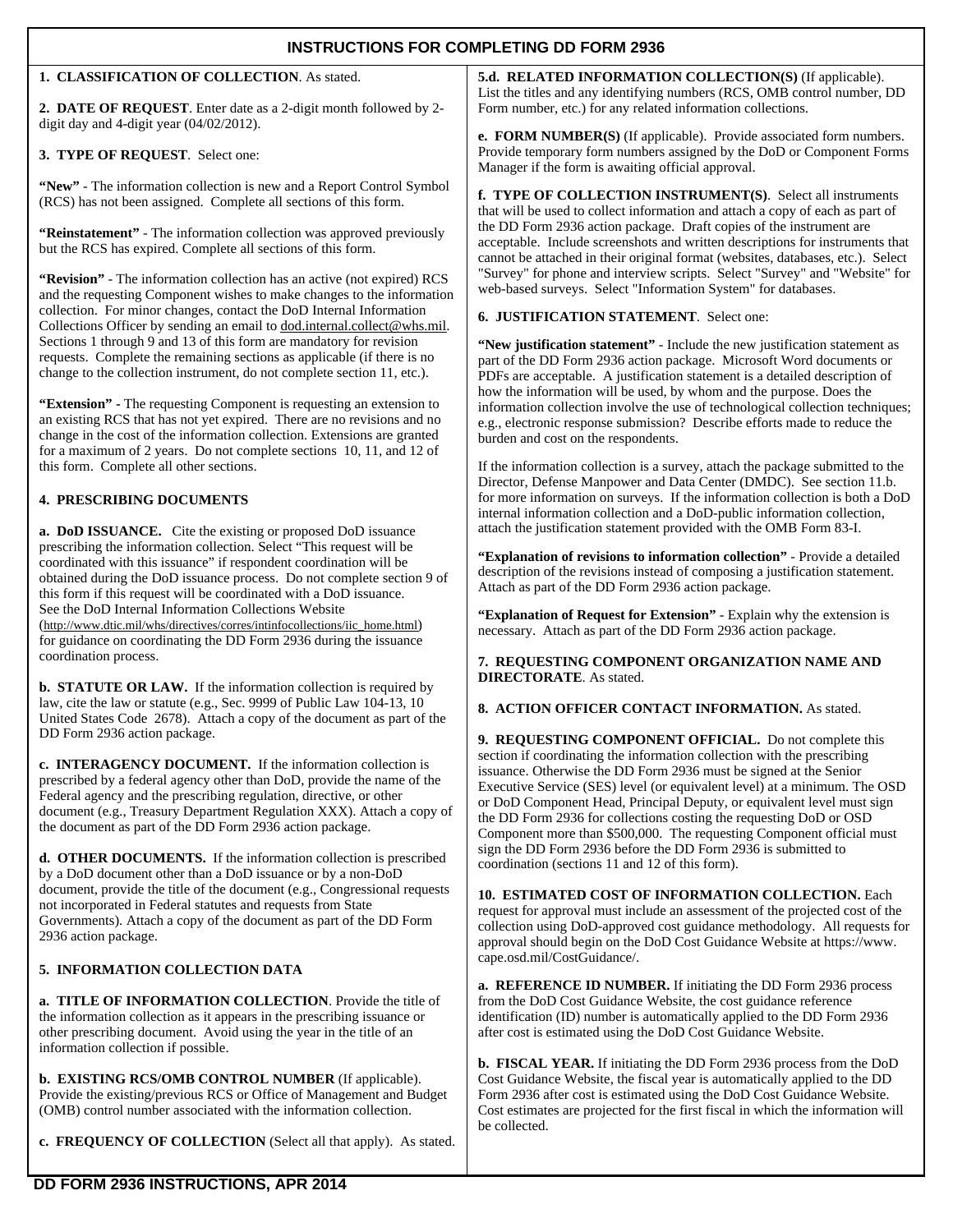# INSTRUCTIONS FOR COMPLETING DD FORM 2936

**1. CLASSIFICATION OF COLLECTION**. As stated.

**2. DATE OF REQUEST**. Enter date as a 2-digit month followed by 2-digit day and 4-digit year (04/02/2012).

**3. TYPE OF REQUEST**. Select one:

**"New"** - The information collection is new and a Report Control Symbol (RCS) has not been assigned. Complete all sections of this form.

**"Reinstatement"** - The information collection was approved previously but the RCS has expired. Complete all sections of this form.

**"Revision"** - The information collection has an active (not expired) RCS and the requesting Component wishes to make changes to the information collection. For minor changes, contact the DoD Internal Information Collections Officer by sending an email to dod.internal.collect@whs.mil. Sections 1 through 9 and 13 of this form are mandatory for revision requests. Complete the remaining sections as applicable (if there is no change to the collection instrument, do not complete section 11, etc.).

**"Extension" -** The requesting Component is requesting an extension to an existing RCS that has not yet expired. There are no revisions and no change in the cost of the information collection. Extensions are granted for a maximum of 2 years. Do not complete sections 10, 11, and 12 of this form. Complete all other sections.

**4. PRESCRIBING DOCUMENTS**

**a. DoD ISSUANCE.** Cite the existing or proposed DoD issuance prescribing the information collection. Select "This request will be coordinated with this issuance" if respondent coordination will be obtained during the DoD issuance process. Do not complete section 9 of this form if this request will be coordinated with a DoD issuance. See the DoD Internal Information Collections Website (http://www.dtic.mil/whs/directives/corres/intinfocollections/iic_home.html) for guidance on coordinating the DD Form 2936 during the issuance coordination process.

**b. STATUTE OR LAW.** If the information collection is required by law, cite the law or statute (e.g., Sec. 9999 of Public Law 104-13, 10 United States Code 2678). Attach a copy of the document as part of the DD Form 2936 action package.

**c. INTERAGENCY DOCUMENT.** If the information collection is prescribed by a federal agency other than DoD, provide the name of the Federal agency and the prescribing regulation, directive, or other document (e.g., Treasury Department Regulation XXX). Attach a copy of the document as part of the DD Form 2936 action package.

**d. OTHER DOCUMENTS.** If the information collection is prescribed by a DoD document other than a DoD issuance or by a non-DoD document, provide the title of the document (e.g., Congressional requests not incorporated in Federal statutes and requests from State Governments). Attach a copy of the document as part of the DD Form 2936 action package.

**5. INFORMATION COLLECTION DATA**

**a. TITLE OF INFORMATION COLLECTION**. Provide the title of the information collection as it appears in the prescribing issuance or other prescribing document. Avoid using the year in the title of an information collection if possible.

**b. EXISTING RCS/OMB CONTROL NUMBER** (If applicable). Provide the existing/previous RCS or Office of Management and Budget (OMB) control number associated with the information collection.

**c. FREQUENCY OF COLLECTION** (Select all that apply). As stated.

**5.d. RELATED INFORMATION COLLECTION(S)** (If applicable). List the titles and any identifying numbers (RCS, OMB control number, DD Form number, etc.) for any related information collections.

**e. FORM NUMBER(S)** (If applicable). Provide associated form numbers. Provide temporary form numbers assigned by the DoD or Component Forms Manager if the form is awaiting official approval.

**f. TYPE OF COLLECTION INSTRUMENT(S)**. Select all instruments that will be used to collect information and attach a copy of each as part of the DD Form 2936 action package. Draft copies of the instrument are acceptable. Include screenshots and written descriptions for instruments that cannot be attached in their original format (websites, databases, etc.). Select "Survey" for phone and interview scripts. Select "Survey" and "Website" for web-based surveys. Select "Information System" for databases.

**6. JUSTIFICATION STATEMENT**. Select one:

**"New justification statement"** - Include the new justification statement as part of the DD Form 2936 action package. Microsoft Word documents or PDFs are acceptable. A justification statement is a detailed description of how the information will be used, by whom and the purpose. Does the information collection involve the use of technological collection techniques; e.g., electronic response submission? Describe efforts made to reduce the burden and cost on the respondents.

If the information collection is a survey, attach the package submitted to the Director, Defense Manpower and Data Center (DMDC). See section 11.b. for more information on surveys. If the information collection is both a DoD internal information collection and a DoD-public information collection, attach the justification statement provided with the OMB Form 83-I.

**"Explanation of revisions to information collection"** - Provide a detailed description of the revisions instead of composing a justification statement. Attach as part of the DD Form 2936 action package.

**"Explanation of Request for Extension"** - Explain why the extension is necessary. Attach as part of the DD Form 2936 action package.

**7. REQUESTING COMPONENT ORGANIZATION NAME AND DIRECTORATE**. As stated.

**8. ACTION OFFICER CONTACT INFORMATION.** As stated.

**9. REQUESTING COMPONENT OFFICIAL.** Do not complete this section if coordinating the information collection with the prescribing issuance. Otherwise the DD Form 2936 must be signed at the Senior Executive Service (SES) level (or equivalent level) at a minimum. The OSD or DoD Component Head, Principal Deputy, or equivalent level must sign the DD Form 2936 for collections costing the requesting DoD or OSD Component more than $500,000. The requesting Component official must sign the DD Form 2936 before the DD Form 2936 is submitted to coordination (sections 11 and 12 of this form).

**10. ESTIMATED COST OF INFORMATION COLLECTION.** Each request for approval must include an assessment of the projected cost of the collection using DoD-approved cost guidance methodology. All requests for approval should begin on the DoD Cost Guidance Website at https://www.cape.osd.mil/CostGuidance/.

**a. REFERENCE ID NUMBER.** If initiating the DD Form 2936 process from the DoD Cost Guidance Website, the cost guidance reference identification (ID) number is automatically applied to the DD Form 2936 after cost is estimated using the DoD Cost Guidance Website.

**b. FISCAL YEAR.** If initiating the DD Form 2936 process from the DoD Cost Guidance Website, the fiscal year is automatically applied to the DD Form 2936 after cost is estimated using the DoD Cost Guidance Website. Cost estimates are projected for the first fiscal in which the information will be collected.

**DD FORM 2936 INSTRUCTIONS, APR 2014**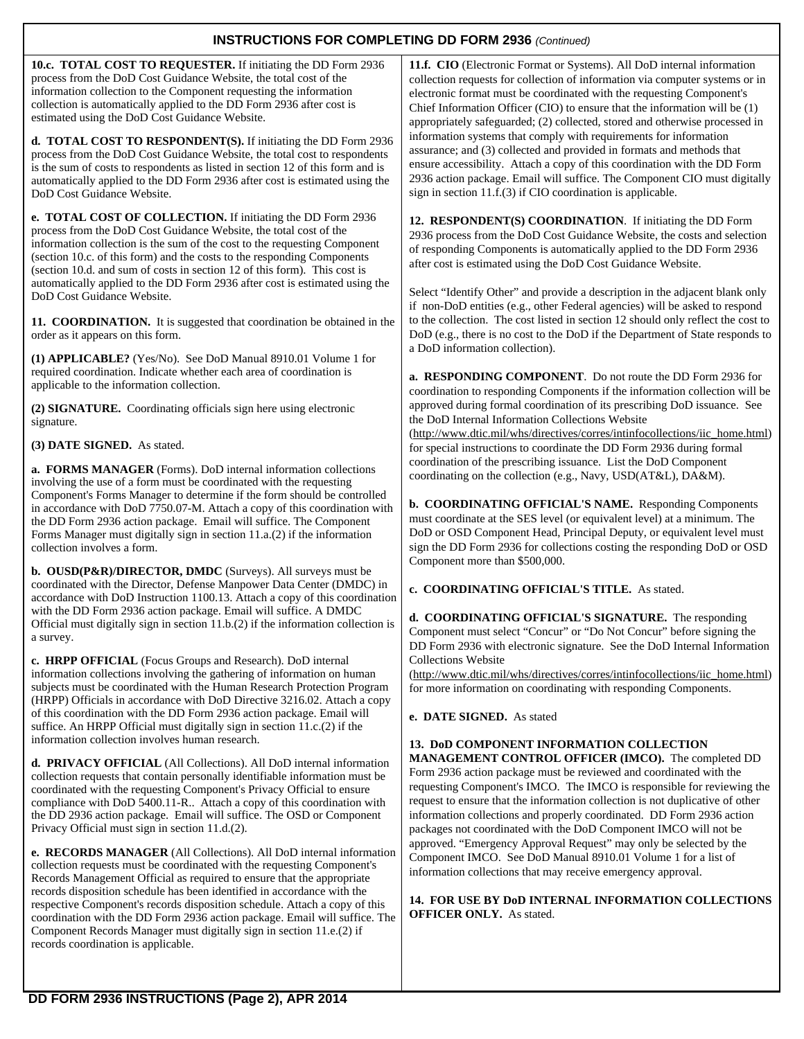## INSTRUCTIONS FOR COMPLETING DD FORM 2936 *(Continued)*

**10.c. TOTAL COST TO REQUESTER.** If initiating the DD Form 2936 process from the DoD Cost Guidance Website, the total cost of the information collection to the Component requesting the information collection is automatically applied to the DD Form 2936 after cost is estimated using the DoD Cost Guidance Website.

**d. TOTAL COST TO RESPONDENT(S).** If initiating the DD Form 2936 process from the DoD Cost Guidance Website, the total cost to respondents is the sum of costs to respondents as listed in section 12 of this form and is automatically applied to the DD Form 2936 after cost is estimated using the DoD Cost Guidance Website.

**e. TOTAL COST OF COLLECTION.** If initiating the DD Form 2936 process from the DoD Cost Guidance Website, the total cost of the information collection is the sum of the cost to the requesting Component (section 10.c. of this form) and the costs to the responding Components (section 10.d. and sum of costs in section 12 of this form). This cost is automatically applied to the DD Form 2936 after cost is estimated using the DoD Cost Guidance Website.

**11. COORDINATION.** It is suggested that coordination be obtained in the order as it appears on this form.

**(1) APPLICABLE?** (Yes/No). See DoD Manual 8910.01 Volume 1 for required coordination. Indicate whether each area of coordination is applicable to the information collection.

**(2) SIGNATURE.** Coordinating officials sign here using electronic signature.

**(3) DATE SIGNED.** As stated.

**a. FORMS MANAGER** (Forms). DoD internal information collections involving the use of a form must be coordinated with the requesting Component's Forms Manager to determine if the form should be controlled in accordance with DoD 7750.07-M. Attach a copy of this coordination with the DD Form 2936 action package. Email will suffice. The Component Forms Manager must digitally sign in section 11.a.(2) if the information collection involves a form.

**b. OUSD(P&R)/DIRECTOR, DMDC** (Surveys). All surveys must be coordinated with the Director, Defense Manpower Data Center (DMDC) in accordance with DoD Instruction 1100.13. Attach a copy of this coordination with the DD Form 2936 action package. Email will suffice. A DMDC Official must digitally sign in section 11.b.(2) if the information collection is a survey.

**c. HRPP OFFICIAL** (Focus Groups and Research). DoD internal information collections involving the gathering of information on human subjects must be coordinated with the Human Research Protection Program (HRPP) Officials in accordance with DoD Directive 3216.02. Attach a copy of this coordination with the DD Form 2936 action package. Email will suffice. An HRPP Official must digitally sign in section 11.c.(2) if the information collection involves human research.

**d. PRIVACY OFFICIAL** (All Collections). All DoD internal information collection requests that contain personally identifiable information must be coordinated with the requesting Component's Privacy Official to ensure compliance with DoD 5400.11-R.. Attach a copy of this coordination with the DD 2936 action package. Email will suffice. The OSD or Component Privacy Official must sign in section 11.d.(2).

**e. RECORDS MANAGER** (All Collections). All DoD internal information collection requests must be coordinated with the requesting Component's Records Management Official as required to ensure that the appropriate records disposition schedule has been identified in accordance with the respective Component's records disposition schedule. Attach a copy of this coordination with the DD Form 2936 action package. Email will suffice. The Component Records Manager must digitally sign in section 11.e.(2) if records coordination is applicable.

**11.f. CIO** (Electronic Format or Systems). All DoD internal information collection requests for collection of information via computer systems or in electronic format must be coordinated with the requesting Component's Chief Information Officer (CIO) to ensure that the information will be (1) appropriately safeguarded; (2) collected, stored and otherwise processed in information systems that comply with requirements for information assurance; and (3) collected and provided in formats and methods that ensure accessibility. Attach a copy of this coordination with the DD Form 2936 action package. Email will suffice. The Component CIO must digitally sign in section 11.f.(3) if CIO coordination is applicable.

**12. RESPONDENT(S) COORDINATION**. If initiating the DD Form 2936 process from the DoD Cost Guidance Website, the costs and selection of responding Components is automatically applied to the DD Form 2936 after cost is estimated using the DoD Cost Guidance Website.

Select "Identify Other" and provide a description in the adjacent blank only if non-DoD entities (e.g., other Federal agencies) will be asked to respond to the collection. The cost listed in section 12 should only reflect the cost to DoD (e.g., there is no cost to the DoD if the Department of State responds to a DoD information collection).

**a. RESPONDING COMPONENT**. Do not route the DD Form 2936 for coordination to responding Components if the information collection will be approved during formal coordination of its prescribing DoD issuance. See the DoD Internal Information Collections Website (http://www.dtic.mil/whs/directives/corres/intinfocollections/iic_home.html) for special instructions to coordinate the DD Form 2936 during formal coordination of the prescribing issuance. List the DoD Component coordinating on the collection (e.g., Navy, USD(AT&L), DA&M).

**b. COORDINATING OFFICIAL'S NAME.** Responding Components must coordinate at the SES level (or equivalent level) at a minimum. The DoD or OSD Component Head, Principal Deputy, or equivalent level must sign the DD Form 2936 for collections costing the responding DoD or OSD Component more than $500,000.

**c. COORDINATING OFFICIAL'S TITLE.** As stated.

**d. COORDINATING OFFICIAL'S SIGNATURE.** The responding Component must select "Concur" or "Do Not Concur" before signing the DD Form 2936 with electronic signature. See the DoD Internal Information Collections Website (http://www.dtic.mil/whs/directives/corres/intinfocollections/iic_home.html) for more information on coordinating with responding Components.

**e. DATE SIGNED.** As stated

**13. DoD COMPONENT INFORMATION COLLECTION MANAGEMENT CONTROL OFFICER (IMCO).** The completed DD Form 2936 action package must be reviewed and coordinated with the requesting Component's IMCO. The IMCO is responsible for reviewing the request to ensure that the information collection is not duplicative of other information collections and properly coordinated. DD Form 2936 action packages not coordinated with the DoD Component IMCO will not be approved. "Emergency Approval Request" may only be selected by the Component IMCO. See DoD Manual 8910.01 Volume 1 for a list of information collections that may receive emergency approval.

**14. FOR USE BY DoD INTERNAL INFORMATION COLLECTIONS OFFICER ONLY.** As stated.

DD FORM 2936 INSTRUCTIONS (Page 2), APR 2014